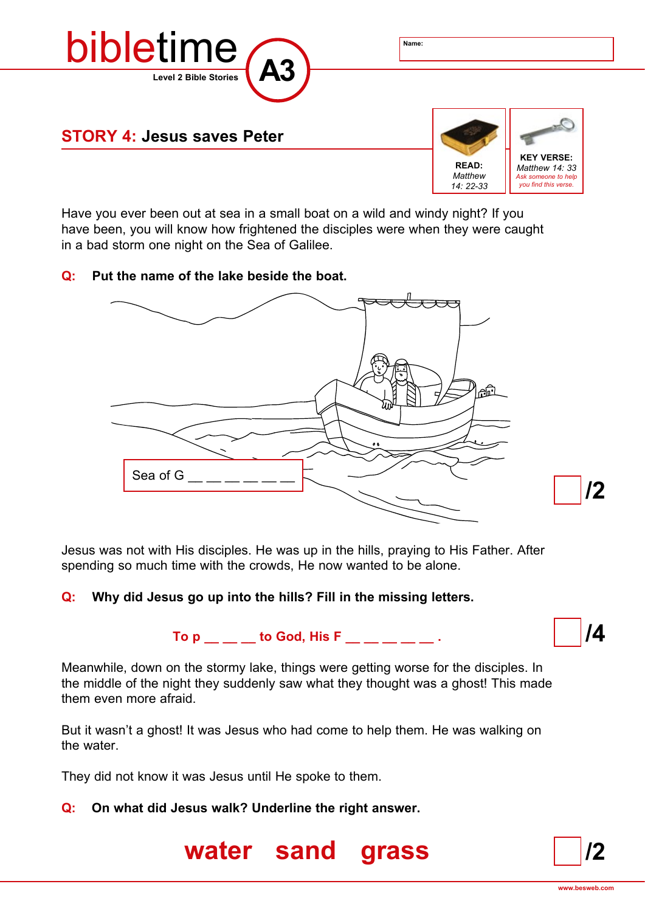# bibletime

Level 2 Bible Stories

**A3**

Name:

## STORY 4: Jesus saves Peter

**READ:** *Matthew 14: 22-33*

**KEY VERSE:** *Matthew 14: 33*
Ask someone to help you find this verse.

Have you ever been out at sea in a small boat on a wild and windy night? If you have been, you will know how frightened the disciples were when they were caught in a bad storm one night on the Sea of Galilee.

**Q: Put the name of the lake beside the boat.**

Sea of G __ __ __ __ __ __

/2

Jesus was not with His disciples. He was up in the hills, praying to His Father. After spending so much time with the crowds, He now wanted to be alone.

**Q: Why did Jesus go up into the hills? Fill in the missing letters.**

**To p __ __ __ to God, His F __ __ __ __ __ .**

/4

Meanwhile, down on the stormy lake, things were getting worse for the disciples. In the middle of the night they suddenly saw what they thought was a ghost! This made them even more afraid.

But it wasn't a ghost! It was Jesus who had come to help them. He was walking on the water.

They did not know it was Jesus until He spoke to them.

**Q: On what did Jesus walk? Underline the right answer.**

**water sand grass**

/2

www.besweb.com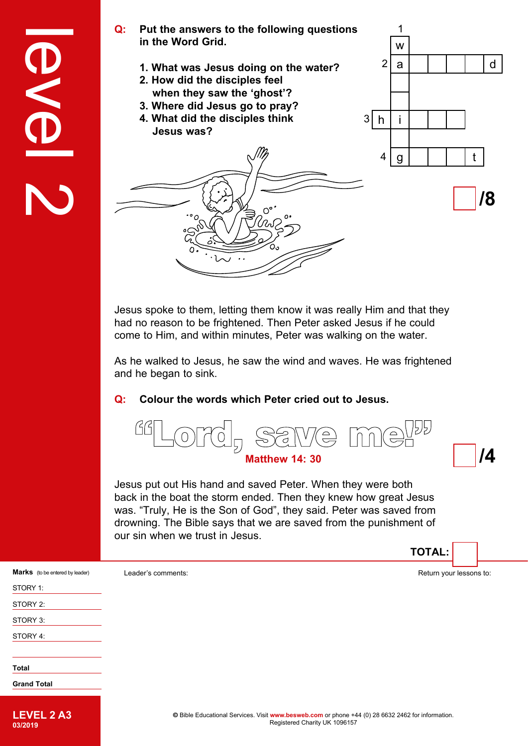# level 2

**Q: Put the answers to the following questions in the Word Grid.**

1. **What was Jesus doing on the water?**
2. **How did the disciples feel when they saw the 'ghost'?**
3. **Where did Jesus go to pray?**
4. **What did the disciples think Jesus was?**

Word grid clues: 1 (down): w… ; 2: a _ _ _ _ _ d ; 3: h i _ _ _ ; 4: g _ _ _ t

/8

Jesus spoke to them, letting them know it was really Him and that they had no reason to be frightened. Then Peter asked Jesus if he could come to Him, and within minutes, Peter was walking on the water.

As he walked to Jesus, he saw the wind and waves. He was frightened and he began to sink.

**Q: Colour the words which Peter cried out to Jesus.**

"Lord, save me!"

**Matthew 14: 30**

/4

Jesus put out His hand and saved Peter. When they were both back in the boat the storm ended. Then they knew how great Jesus was. "Truly, He is the Son of God", they said. Peter was saved from drowning. The Bible says that we are saved from the punishment of our sin when we trust in Jesus.

**TOTAL:**

**Marks** (to be entered by leader)

STORY 1:

STORY 2:

STORY 3:

STORY 4:

**Total**

**Grand Total**

Leader's comments:

Return your lessons to:

**LEVEL 2 A3**
**03/2019**

© Bible Educational Services. Visit www.besweb.com or phone +44 (0) 28 6632 2462 for information.
Registered Charity UK 1096157